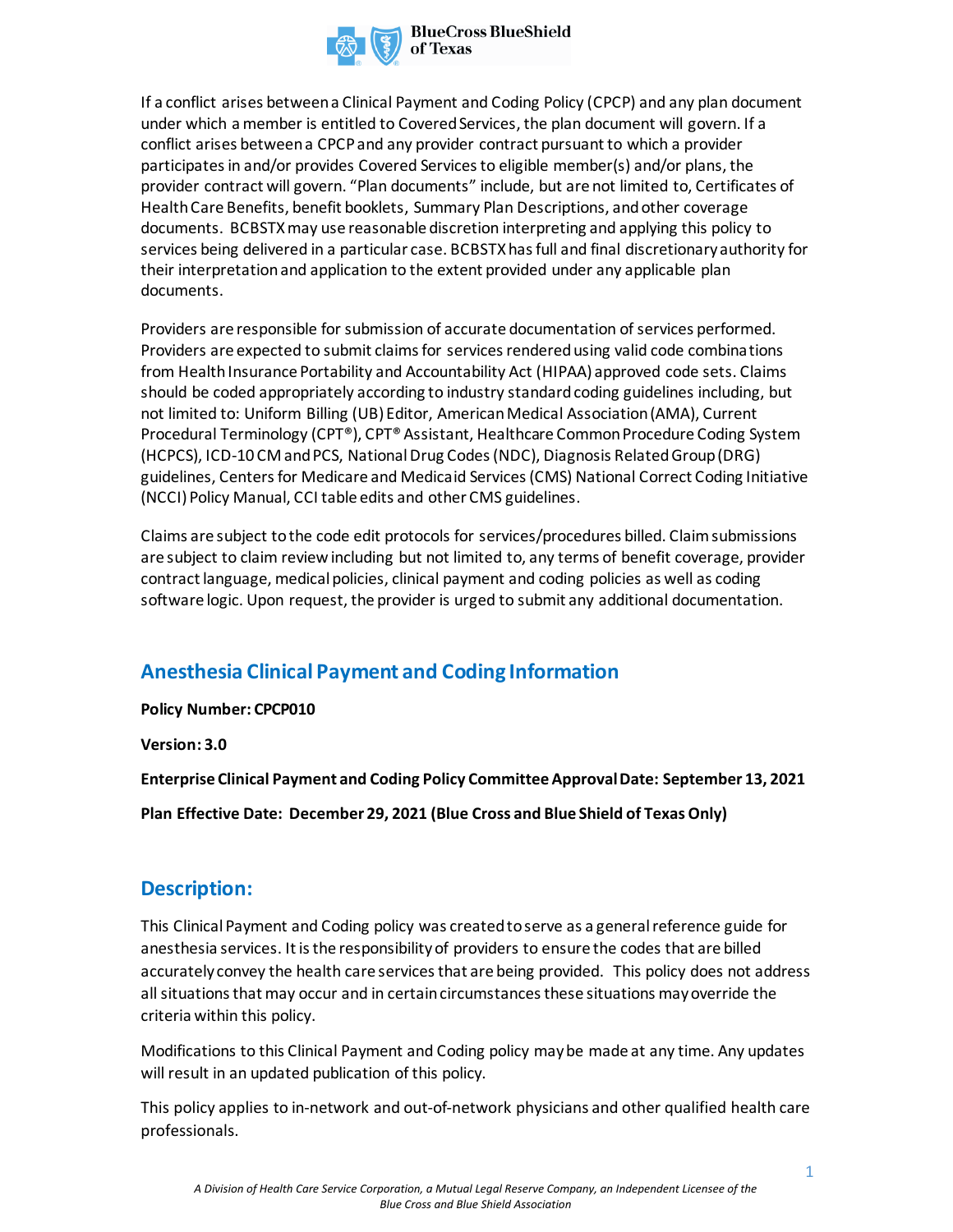If a conflict arises between a Clinical Payment and Coding Policy (CPCP) and any plan document under which a member is entitled to Covered Services, the plan document will govern. If a conflict arises between a CPCP and any provider contract pursuant to which a provider participates in and/or provides Covered Services to eligible member(s) and/or plans, the provider contract will govern. "Plan documents" include, but are not limited to, Certificates of Health Care Benefits, benefit booklets, Summary Plan Descriptions, and other coverage documents. BCBSTX may use reasonable discretion interpreting and applying this policy to services being delivered in a particular case. BCBSTX has full and final discretionary authority for their interpretation and application to the extent provided under any applicable plan documents.

Providers are responsible for submission of accurate documentation of services performed. Providers are expected to submit claims for services rendered using valid code combinations from Health Insurance Portability and Accountability Act (HIPAA) approved code sets. Claims should be coded appropriately according to industry standard coding guidelines including, but not limited to: Uniform Billing (UB) Editor, American Medical Association (AMA), Current Procedural Terminology (CPT®), CPT® Assistant, Healthcare Common Procedure Coding System (HCPCS), ICD-10 CM and PCS, National Drug Codes (NDC), Diagnosis Related Group (DRG) guidelines, Centers for Medicare and Medicaid Services (CMS) National Correct Coding Initiative (NCCI) Policy Manual, CCI table edits and other CMS guidelines.

Claims are subject to the code edit protocols for services/procedures billed. Claim submissions are subject to claim review including but not limited to, any terms of benefit coverage, provider contract language, medical policies, clinical payment and coding policies as well as coding software logic. Upon request, the provider is urged to submit any additional documentation.

## Anesthesia Clinical Payment and Coding Information

**Policy Number: CPCP010**

**Version: 3.0**

**Enterprise Clinical Payment and Coding Policy Committee Approval Date: September 13, 2021**

**Plan Effective Date: December 29, 2021 (Blue Cross and Blue Shield of Texas Only)**

## Description:

This Clinical Payment and Coding policy was created to serve as a general reference guide for anesthesia services. It is the responsibility of providers to ensure the codes that are billed accurately convey the health care services that are being provided. This policy does not address all situations that may occur and in certain circumstances these situations may override the criteria within this policy.

Modifications to this Clinical Payment and Coding policy may be made at any time. Any updates will result in an updated publication of this policy.

This policy applies to in-network and out-of-network physicians and other qualified health care professionals.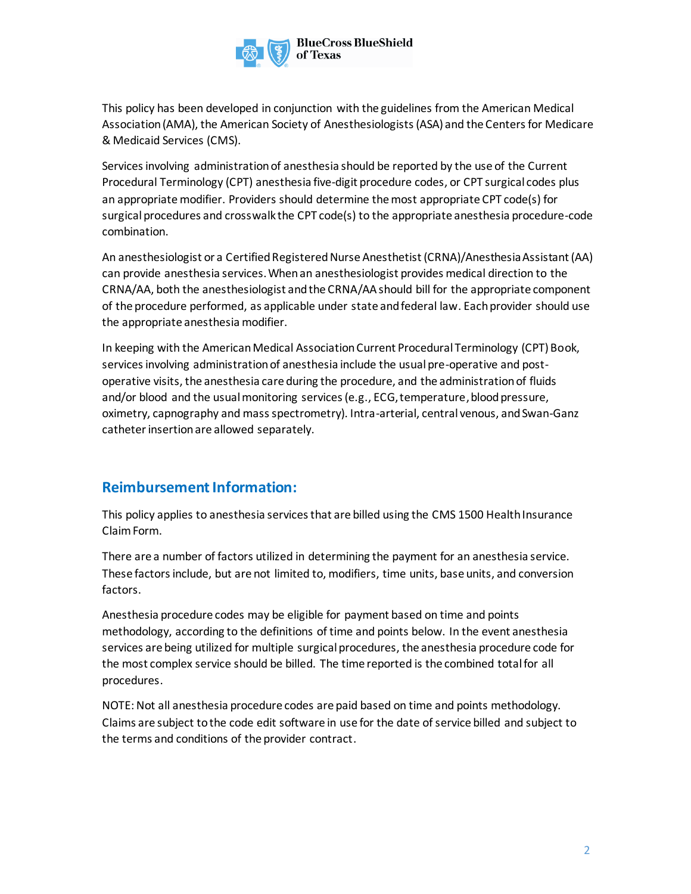This policy has been developed in conjunction with the guidelines from the American Medical Association (AMA), the American Society of Anesthesiologists (ASA) and the Centers for Medicare & Medicaid Services (CMS).

Services involving administration of anesthesia should be reported by the use of the Current Procedural Terminology (CPT) anesthesia five-digit procedure codes, or CPT surgical codes plus an appropriate modifier. Providers should determine the most appropriate CPT code(s) for surgical procedures and crosswalk the CPT code(s) to the appropriate anesthesia procedure-code combination.

An anesthesiologist or a Certified Registered Nurse Anesthetist (CRNA)/Anesthesia Assistant (AA) can provide anesthesia services. When an anesthesiologist provides medical direction to the CRNA/AA, both the anesthesiologist and the CRNA/AA should bill for the appropriate component of the procedure performed, as applicable under state and federal law. Each provider should use the appropriate anesthesia modifier.

In keeping with the American Medical Association Current Procedural Terminology (CPT) Book, services involving administration of anesthesia include the usual pre-operative and post-operative visits, the anesthesia care during the procedure, and the administration of fluids and/or blood and the usual monitoring services (e.g., ECG, temperature, blood pressure, oximetry, capnography and mass spectrometry). Intra-arterial, central venous, and Swan-Ganz catheter insertion are allowed separately.

## Reimbursement Information:

This policy applies to anesthesia services that are billed using the CMS 1500 Health Insurance Claim Form.

There are a number of factors utilized in determining the payment for an anesthesia service. These factors include, but are not limited to, modifiers, time units, base units, and conversion factors.

Anesthesia procedure codes may be eligible for payment based on time and points methodology, according to the definitions of time and points below. In the event anesthesia services are being utilized for multiple surgical procedures, the anesthesia procedure code for the most complex service should be billed. The time reported is the combined total for all procedures.

NOTE: Not all anesthesia procedure codes are paid based on time and points methodology. Claims are subject to the code edit software in use for the date of service billed and subject to the terms and conditions of the provider contract.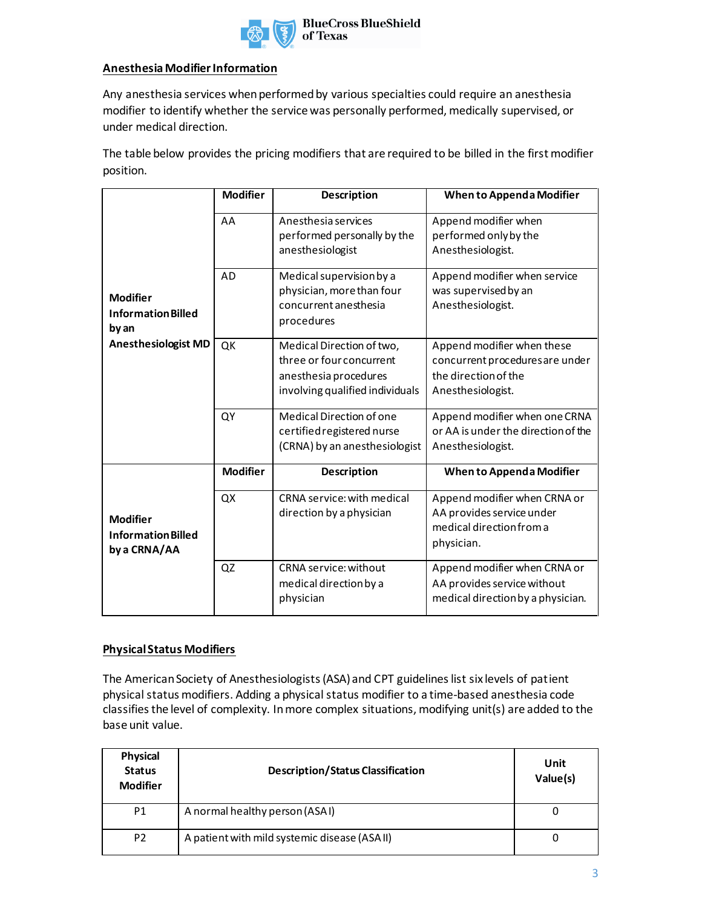## Anesthesia Modifier Information

Any anesthesia services when performed by various specialties could require an anesthesia modifier to identify whether the service was personally performed, medically supervised, or under medical direction.

The table below provides the pricing modifiers that are required to be billed in the first modifier position.

| | Modifier | Description | When to Append a Modifier |
|---|---|---|---|
| **Modifier Information Billed by an Anesthesiologist MD** | AA | Anesthesia services performed personally by the anesthesiologist | Append modifier when performed only by the Anesthesiologist. |
| | AD | Medical supervision by a physician, more than four concurrent anesthesia procedures | Append modifier when service was supervised by an Anesthesiologist. |
| | QK | Medical Direction of two, three or four concurrent anesthesia procedures involving qualified individuals | Append modifier when these concurrent procedures are under the direction of the Anesthesiologist. |
| | QY | Medical Direction of one certified registered nurse (CRNA) by an anesthesiologist | Append modifier when one CRNA or AA is under the direction of the Anesthesiologist. |
| **Modifier Information Billed by a CRNA/AA** | **Modifier** | **Description** | **When to Append a Modifier** |
| | QX | CRNA service: with medical direction by a physician | Append modifier when CRNA or AA provides service under medical direction from a physician. |
| | QZ | CRNA service: without medical direction by a physician | Append modifier when CRNA or AA provides service without medical direction by a physician. |

## Physical Status Modifiers

The American Society of Anesthesiologists (ASA) and CPT guidelines list six levels of patient physical status modifiers. Adding a physical status modifier to a time-based anesthesia code classifies the level of complexity. In more complex situations, modifying unit(s) are added to the base unit value.

| Physical Status Modifier | Description/Status Classification | Unit Value(s) |
|---|---|---|
| P1 | A normal healthy person (ASA I) | 0 |
| P2 | A patient with mild systemic disease (ASA II) | 0 |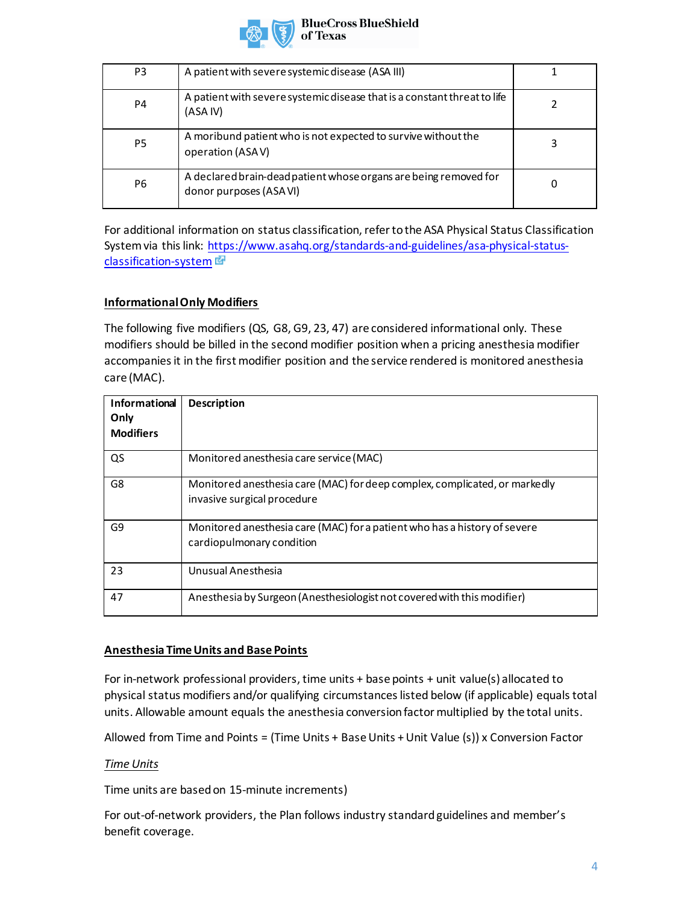| | | |
|---|---|---|
| P3 | A patient with severe systemic disease (ASA III) | 1 |
| P4 | A patient with severe systemic disease that is a constant threat to life (ASA IV) | 2 |
| P5 | A moribund patient who is not expected to survive without the operation (ASA V) | 3 |
| P6 | A declared brain-dead patient whose organs are being removed for donor purposes (ASA VI) | 0 |

For additional information on status classification, refer to the ASA Physical Status Classification System via this link: [https://www.asahq.org/standards-and-guidelines/asa-physical-status-classification-system](https://www.asahq.org/standards-and-guidelines/asa-physical-status-classification-system)

**Informational Only Modifiers**

The following five modifiers (QS, G8, G9, 23, 47) are considered informational only. These modifiers should be billed in the second modifier position when a pricing anesthesia modifier accompanies it in the first modifier position and the service rendered is monitored anesthesia care (MAC).

| Informational Only Modifiers | Description |
|---|---|
| QS | Monitored anesthesia care service (MAC) |
| G8 | Monitored anesthesia care (MAC) for deep complex, complicated, or markedly invasive surgical procedure |
| G9 | Monitored anesthesia care (MAC) for a patient who has a history of severe cardiopulmonary condition |
| 23 | Unusual Anesthesia |
| 47 | Anesthesia by Surgeon (Anesthesiologist not covered with this modifier) |

**Anesthesia Time Units and Base Points**

For in-network professional providers, time units + base points + unit value(s) allocated to physical status modifiers and/or qualifying circumstances listed below (if applicable) equals total units. Allowable amount equals the anesthesia conversion factor multiplied by the total units.

Allowed from Time and Points = (Time Units + Base Units + Unit Value (s)) x Conversion Factor

*Time Units*

Time units are based on 15-minute increments)

For out-of-network providers, the Plan follows industry standard guidelines and member's benefit coverage.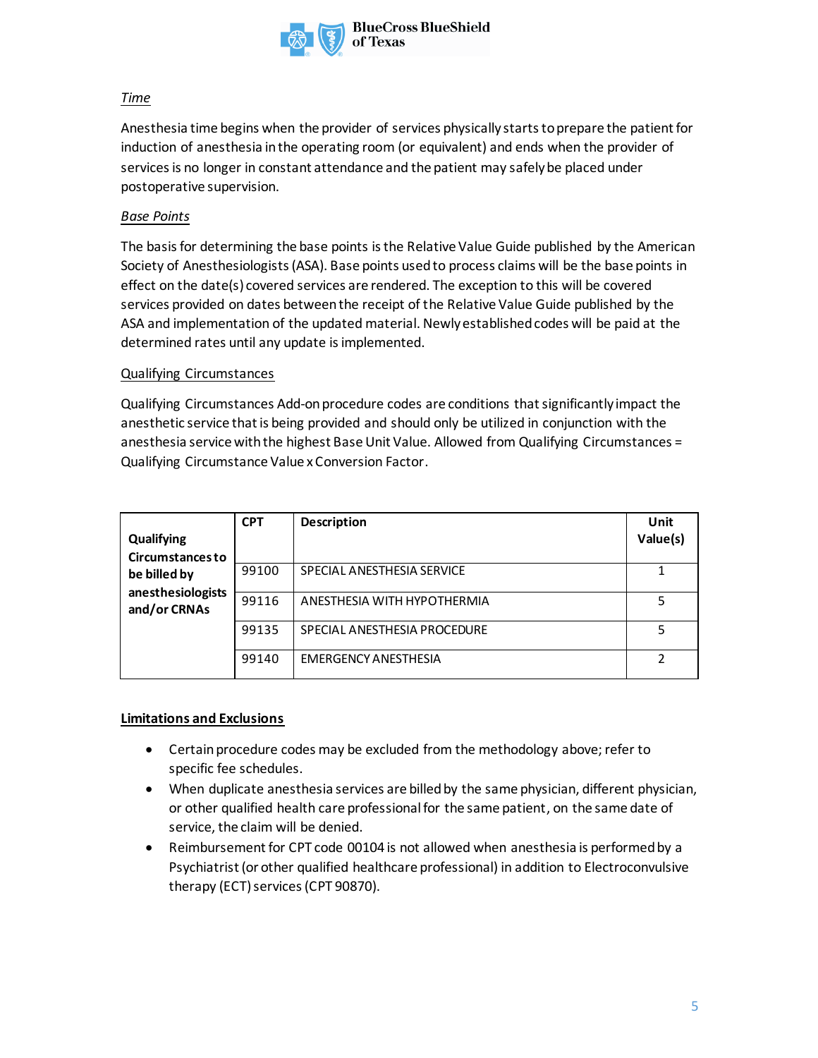*Time*

Anesthesia time begins when the provider of services physically starts to prepare the patient for induction of anesthesia in the operating room (or equivalent) and ends when the provider of services is no longer in constant attendance and the patient may safely be placed under postoperative supervision.

*Base Points*

The basis for determining the base points is the Relative Value Guide published by the American Society of Anesthesiologists (ASA). Base points used to process claims will be the base points in effect on the date(s) covered services are rendered. The exception to this will be covered services provided on dates between the receipt of the Relative Value Guide published by the ASA and implementation of the updated material. Newly established codes will be paid at the determined rates until any update is implemented.

Qualifying Circumstances

Qualifying Circumstances Add-on procedure codes are conditions that significantly impact the anesthetic service that is being provided and should only be utilized in conjunction with the anesthesia service with the highest Base Unit Value. Allowed from Qualifying Circumstances = Qualifying Circumstance Value x Conversion Factor.

| | CPT | Description | Unit Value(s) |
|---|---|---|---|
| **Qualifying Circumstances to be billed by anesthesiologists and/or CRNAs** | 99100 | SPECIAL ANESTHESIA SERVICE | 1 |
| | 99116 | ANESTHESIA WITH HYPOTHERMIA | 5 |
| | 99135 | SPECIAL ANESTHESIA PROCEDURE | 5 |
| | 99140 | EMERGENCY ANESTHESIA | 2 |

**Limitations and Exclusions**

- Certain procedure codes may be excluded from the methodology above; refer to specific fee schedules.
- When duplicate anesthesia services are billed by the same physician, different physician, or other qualified health care professional for the same patient, on the same date of service, the claim will be denied.
- Reimbursement for CPT code 00104 is not allowed when anesthesia is performed by a Psychiatrist (or other qualified healthcare professional) in addition to Electroconvulsive therapy (ECT) services (CPT 90870).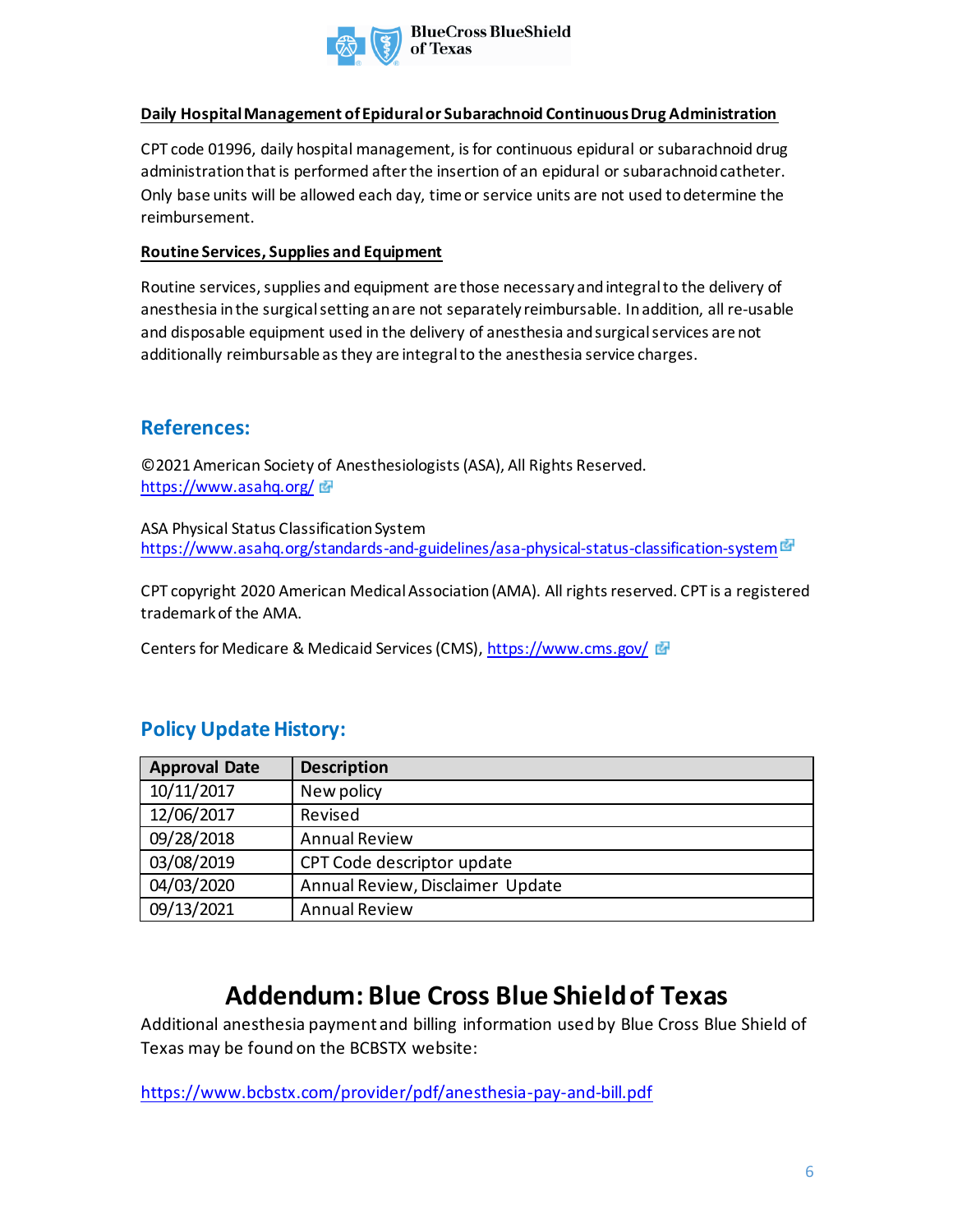**Daily Hospital Management of Epidural or Subarachnoid Continuous Drug Administration**

CPT code 01996, daily hospital management, is for continuous epidural or subarachnoid drug administration that is performed after the insertion of an epidural or subarachnoid catheter. Only base units will be allowed each day, time or service units are not used to determine the reimbursement.

**Routine Services, Supplies and Equipment**

Routine services, supplies and equipment are those necessary and integral to the delivery of anesthesia in the surgical setting an are not separately reimbursable. In addition, all re-usable and disposable equipment used in the delivery of anesthesia and surgical services are not additionally reimbursable as they are integral to the anesthesia service charges.

## References:

©2021 American Society of Anesthesiologists (ASA), All Rights Reserved.
https://www.asahq.org/

ASA Physical Status Classification System
https://www.asahq.org/standards-and-guidelines/asa-physical-status-classification-system

CPT copyright 2020 American Medical Association (AMA). All rights reserved. CPT is a registered trademark of the AMA.

Centers for Medicare & Medicaid Services (CMS), https://www.cms.gov/

## Policy Update History:

| Approval Date | Description |
|---|---|
| 10/11/2017 | New policy |
| 12/06/2017 | Revised |
| 09/28/2018 | Annual Review |
| 03/08/2019 | CPT Code descriptor update |
| 04/03/2020 | Annual Review, Disclaimer Update |
| 09/13/2021 | Annual Review |

# Addendum: Blue Cross Blue Shield of Texas

Additional anesthesia payment and billing information used by Blue Cross Blue Shield of Texas may be found on the BCBSTX website:

https://www.bcbstx.com/provider/pdf/anesthesia-pay-and-bill.pdf